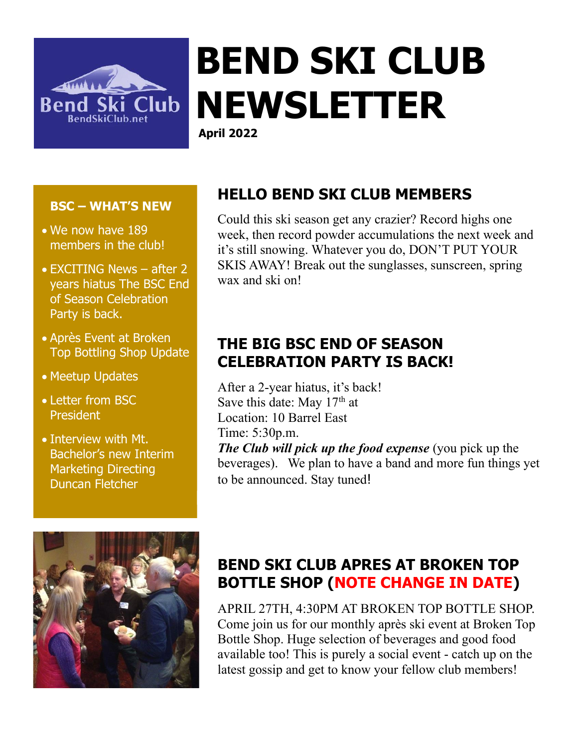# BEND SKI CLUB NEWSLETTER

**April 2022**

### BSC – WHAT'S NEW

- We now have 189 members in the club!
- EXCITING News – after 2 years hiatus The BSC End of Season Celebration Party is back.
- Après Event at Broken Top Bottling Shop Update
- Meetup Updates
- Letter from BSC President
- Interview with Mt. Bachelor's new Interim Marketing Directing Duncan Fletcher

## HELLO BEND SKI CLUB MEMBERS

Could this ski season get any crazier? Record highs one week, then record powder accumulations the next week and it's still snowing. Whatever you do, DON'T PUT YOUR SKIS AWAY! Break out the sunglasses, sunscreen, spring wax and ski on!

## THE BIG BSC END OF SEASON CELEBRATION PARTY IS BACK!

After a 2-year hiatus, it's back!
Save this date: May 17th at
Location: 10 Barrel East
Time: 5:30p.m.
***The Club will pick up the food expense*** (you pick up the beverages). We plan to have a band and more fun things yet to be announced. Stay tuned!

## BEND SKI CLUB APRES AT BROKEN TOP BOTTLE SHOP (NOTE CHANGE IN DATE)

APRIL 27TH, 4:30PM AT BROKEN TOP BOTTLE SHOP. Come join us for our monthly après ski event at Broken Top Bottle Shop. Huge selection of beverages and good food available too! This is purely a social event - catch up on the latest gossip and get to know your fellow club members!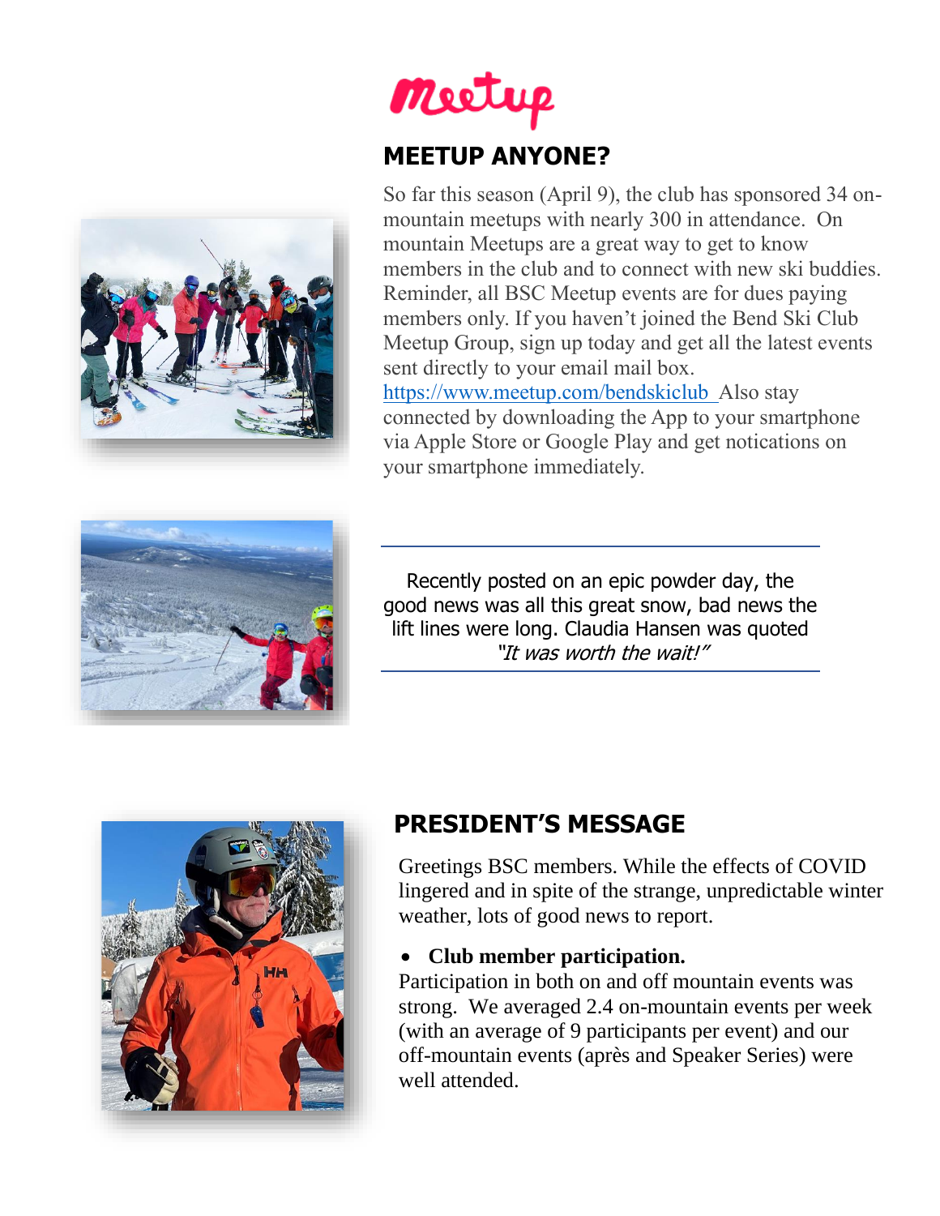## MEETUP ANYONE?

So far this season (April 9), the club has sponsored 34 on-mountain meetups with nearly 300 in attendance. On mountain Meetups are a great way to get to know members in the club and to connect with new ski buddies. Reminder, all BSC Meetup events are for dues paying members only. If you haven't joined the Bend Ski Club Meetup Group, sign up today and get all the latest events sent directly to your email mail box. https://www.meetup.com/bendskiclub Also stay connected by downloading the App to your smartphone via Apple Store or Google Play and get notications on your smartphone immediately.

---

Recently posted on an epic powder day, the good news was all this great snow, bad news the lift lines were long. Claudia Hansen was quoted *"It was worth the wait!"*

---

## PRESIDENT'S MESSAGE

Greetings BSC members. While the effects of COVID lingered and in spite of the strange, unpredictable winter weather, lots of good news to report.

- **Club member participation.**

Participation in both on and off mountain events was strong. We averaged 2.4 on-mountain events per week (with an average of 9 participants per event) and our off-mountain events (après and Speaker Series) were well attended.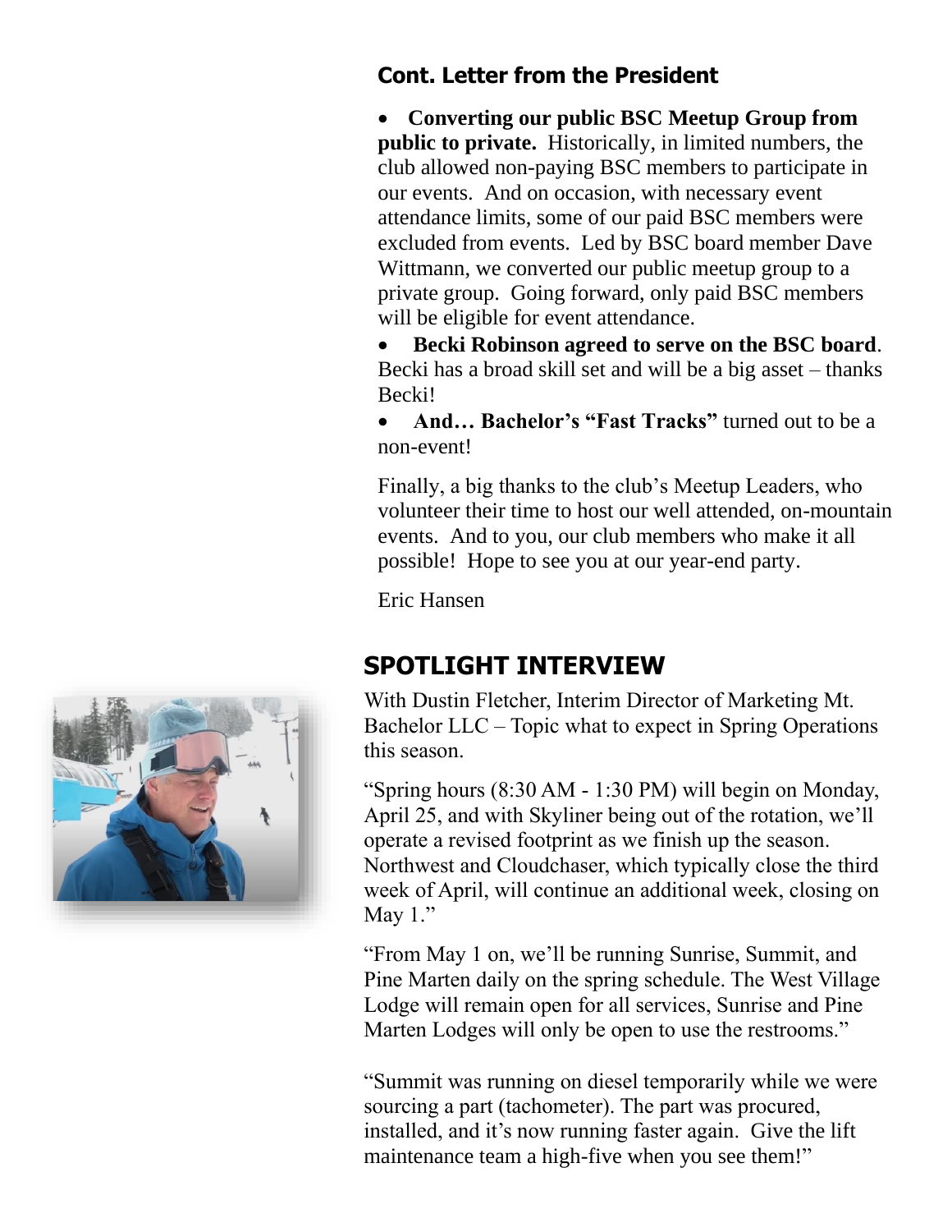## Cont. Letter from the President

- **Converting our public BSC Meetup Group from public to private.** Historically, in limited numbers, the club allowed non-paying BSC members to participate in our events. And on occasion, with necessary event attendance limits, some of our paid BSC members were excluded from events. Led by BSC board member Dave Wittmann, we converted our public meetup group to a private group. Going forward, only paid BSC members will be eligible for event attendance.
- **Becki Robinson agreed to serve on the BSC board**. Becki has a broad skill set and will be a big asset – thanks Becki!
- **And… Bachelor's "Fast Tracks"** turned out to be a non-event!

Finally, a big thanks to the club's Meetup Leaders, who volunteer their time to host our well attended, on-mountain events. And to you, our club members who make it all possible! Hope to see you at our year-end party.

Eric Hansen

## SPOTLIGHT INTERVIEW

With Dustin Fletcher, Interim Director of Marketing Mt. Bachelor LLC – Topic what to expect in Spring Operations this season.

"Spring hours (8:30 AM - 1:30 PM) will begin on Monday, April 25, and with Skyliner being out of the rotation, we'll operate a revised footprint as we finish up the season. Northwest and Cloudchaser, which typically close the third week of April, will continue an additional week, closing on May 1."

"From May 1 on, we'll be running Sunrise, Summit, and Pine Marten daily on the spring schedule. The West Village Lodge will remain open for all services, Sunrise and Pine Marten Lodges will only be open to use the restrooms."

"Summit was running on diesel temporarily while we were sourcing a part (tachometer). The part was procured, installed, and it's now running faster again. Give the lift maintenance team a high-five when you see them!"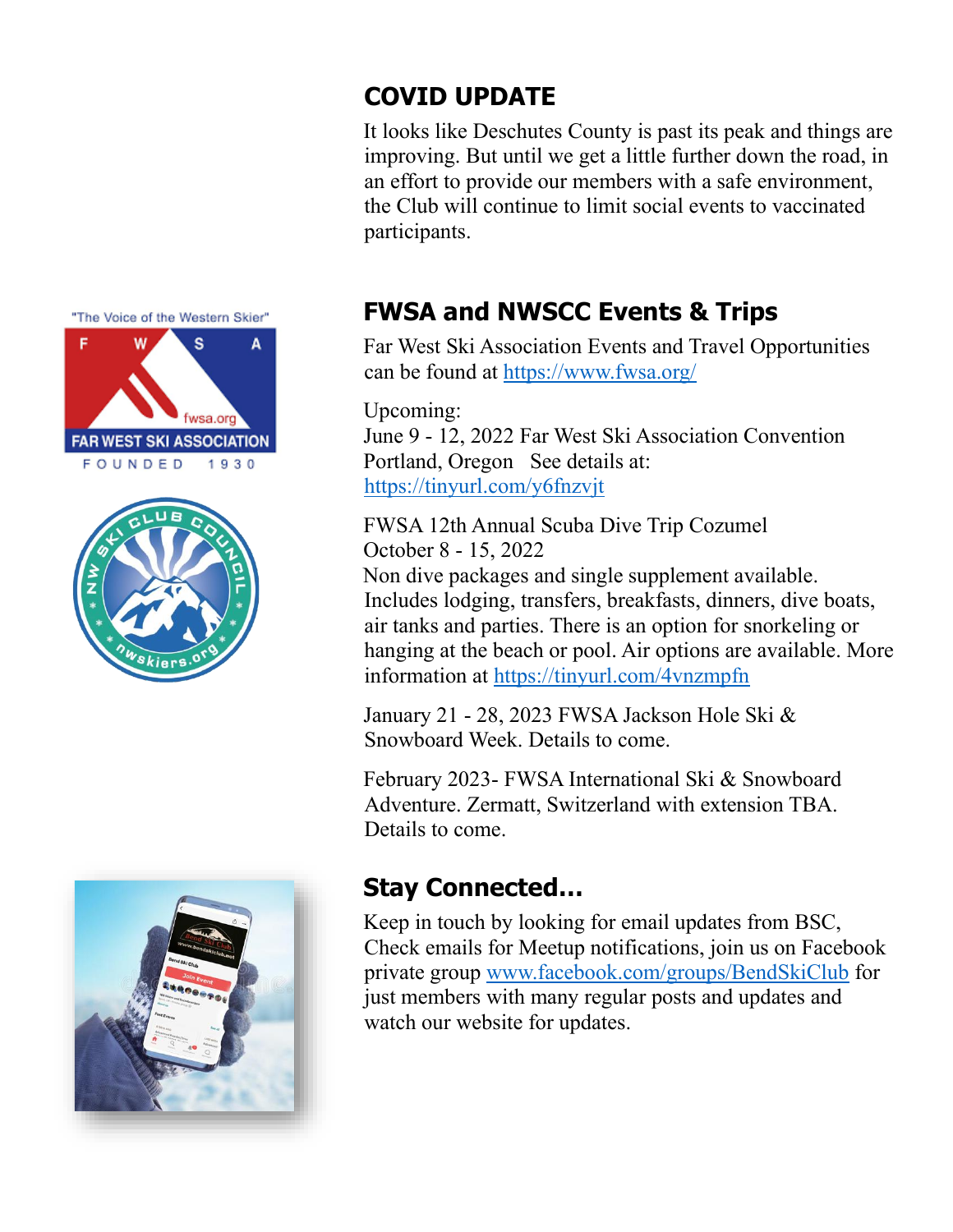## COVID UPDATE

It looks like Deschutes County is past its peak and things are improving. But until we get a little further down the road, in an effort to provide our members with a safe environment, the Club will continue to limit social events to vaccinated participants.

## FWSA and NWSCC Events & Trips

Far West Ski Association Events and Travel Opportunities can be found at https://www.fwsa.org/

Upcoming:
June 9 - 12, 2022 Far West Ski Association Convention Portland, Oregon See details at: https://tinyurl.com/y6fnzvjt

FWSA 12th Annual Scuba Dive Trip Cozumel
October 8 - 15, 2022
Non dive packages and single supplement available. Includes lodging, transfers, breakfasts, dinners, dive boats, air tanks and parties. There is an option for snorkeling or hanging at the beach or pool. Air options are available. More information at https://tinyurl.com/4vnzmpfn

January 21 - 28, 2023 FWSA Jackson Hole Ski & Snowboard Week. Details to come.

February 2023- FWSA International Ski & Snowboard Adventure. Zermatt, Switzerland with extension TBA. Details to come.

## Stay Connected...

Keep in touch by looking for email updates from BSC, Check emails for Meetup notifications, join us on Facebook private group www.facebook.com/groups/BendSkiClub for just members with many regular posts and updates and watch our website for updates.